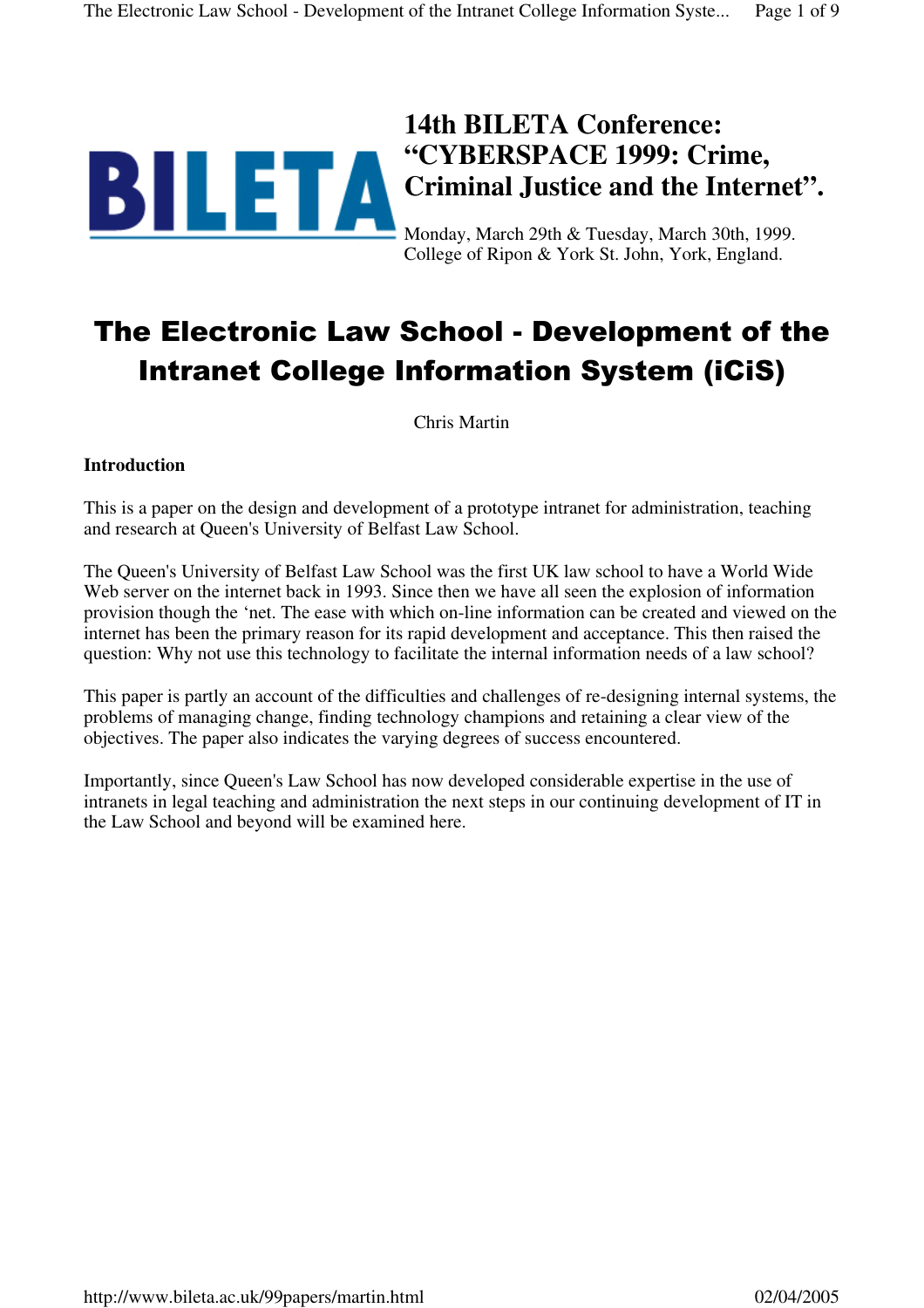## 14th BILETA Conference: "CYBERSPACE 1999: Crime, Criminal Justice and the Internet".

Monday, March 29th & Tuesday, March 30th, 1999.
College of Ripon & York St. John, York, England.

# The Electronic Law School - Development of the Intranet College Information System (iCiS)

Chris Martin

### Introduction

This is a paper on the design and development of a prototype intranet for administration, teaching and research at Queen's University of Belfast Law School.

The Queen's University of Belfast Law School was the first UK law school to have a World Wide Web server on the internet back in 1993. Since then we have all seen the explosion of information provision though the 'net. The ease with which on-line information can be created and viewed on the internet has been the primary reason for its rapid development and acceptance. This then raised the question: Why not use this technology to facilitate the internal information needs of a law school?

This paper is partly an account of the difficulties and challenges of re-designing internal systems, the problems of managing change, finding technology champions and retaining a clear view of the objectives. The paper also indicates the varying degrees of success encountered.

Importantly, since Queen's Law School has now developed considerable expertise in the use of intranets in legal teaching and administration the next steps in our continuing development of IT in the Law School and beyond will be examined here.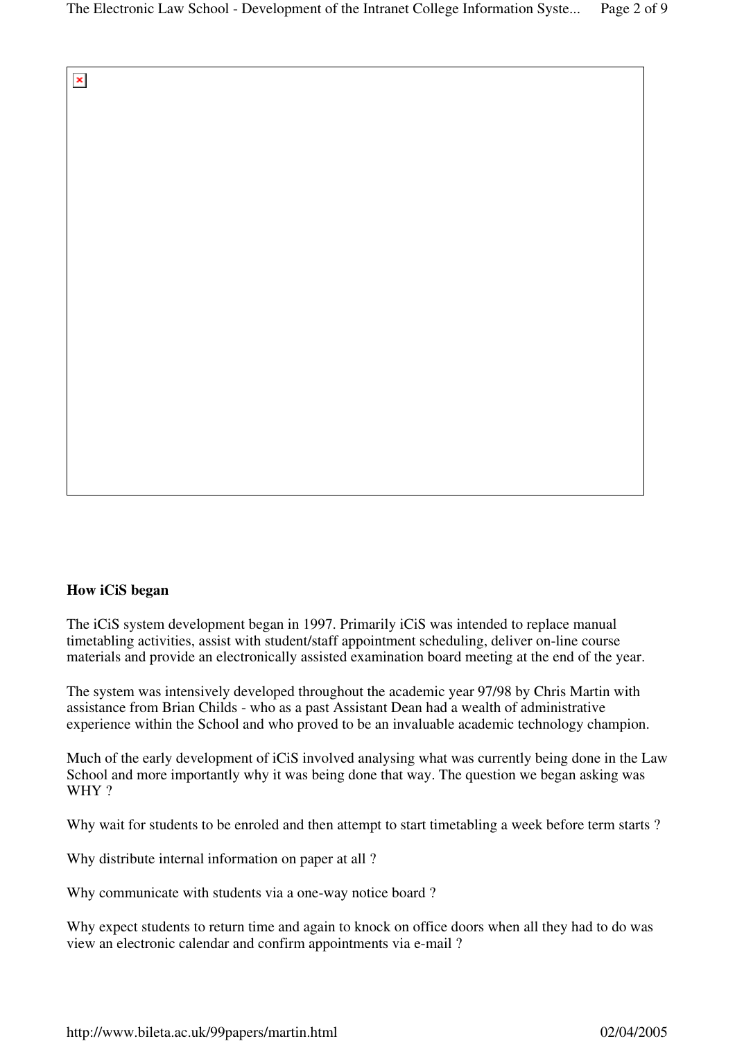**How iCiS began**

The iCiS system development began in 1997. Primarily iCiS was intended to replace manual timetabling activities, assist with student/staff appointment scheduling, deliver on-line course materials and provide an electronically assisted examination board meeting at the end of the year.

The system was intensively developed throughout the academic year 97/98 by Chris Martin with assistance from Brian Childs - who as a past Assistant Dean had a wealth of administrative experience within the School and who proved to be an invaluable academic technology champion.

Much of the early development of iCiS involved analysing what was currently being done in the Law School and more importantly why it was being done that way. The question we began asking was WHY ?

Why wait for students to be enroled and then attempt to start timetabling a week before term starts ?

Why distribute internal information on paper at all ?

Why communicate with students via a one-way notice board ?

Why expect students to return time and again to knock on office doors when all they had to do was view an electronic calendar and confirm appointments via e-mail ?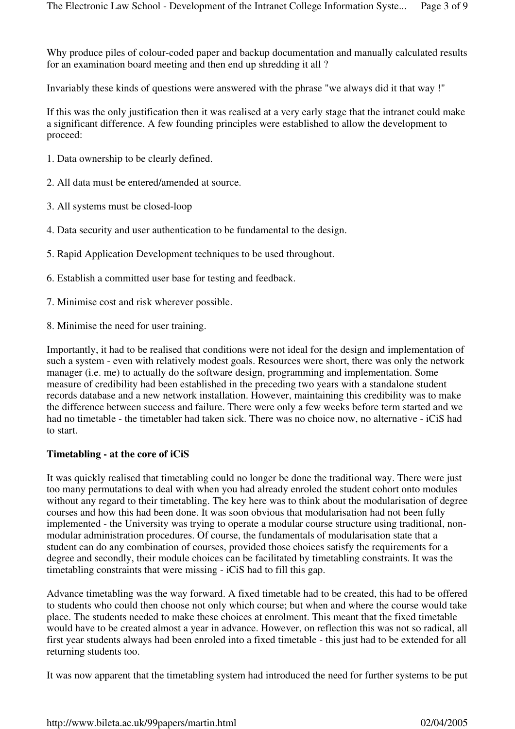Why produce piles of colour-coded paper and backup documentation and manually calculated results for an examination board meeting and then end up shredding it all ?

Invariably these kinds of questions were answered with the phrase "we always did it that way !"

If this was the only justification then it was realised at a very early stage that the intranet could make a significant difference. A few founding principles were established to allow the development to proceed:

1. Data ownership to be clearly defined.

2. All data must be entered/amended at source.

3. All systems must be closed-loop

4. Data security and user authentication to be fundamental to the design.

5. Rapid Application Development techniques to be used throughout.

6. Establish a committed user base for testing and feedback.

7. Minimise cost and risk wherever possible.

8. Minimise the need for user training.

Importantly, it had to be realised that conditions were not ideal for the design and implementation of such a system - even with relatively modest goals. Resources were short, there was only the network manager (i.e. me) to actually do the software design, programming and implementation. Some measure of credibility had been established in the preceding two years with a standalone student records database and a new network installation. However, maintaining this credibility was to make the difference between success and failure. There were only a few weeks before term started and we had no timetable - the timetabler had taken sick. There was no choice now, no alternative - iCiS had to start.

**Timetabling - at the core of iCiS**

It was quickly realised that timetabling could no longer be done the traditional way. There were just too many permutations to deal with when you had already enroled the student cohort onto modules without any regard to their timetabling. The key here was to think about the modularisation of degree courses and how this had been done. It was soon obvious that modularisation had not been fully implemented - the University was trying to operate a modular course structure using traditional, non-modular administration procedures. Of course, the fundamentals of modularisation state that a student can do any combination of courses, provided those choices satisfy the requirements for a degree and secondly, their module choices can be facilitated by timetabling constraints. It was the timetabling constraints that were missing - iCiS had to fill this gap.

Advance timetabling was the way forward. A fixed timetable had to be created, this had to be offered to students who could then choose not only which course; but when and where the course would take place. The students needed to make these choices at enrolment. This meant that the fixed timetable would have to be created almost a year in advance. However, on reflection this was not so radical, all first year students always had been enroled into a fixed timetable - this just had to be extended for all returning students too.

It was now apparent that the timetabling system had introduced the need for further systems to be put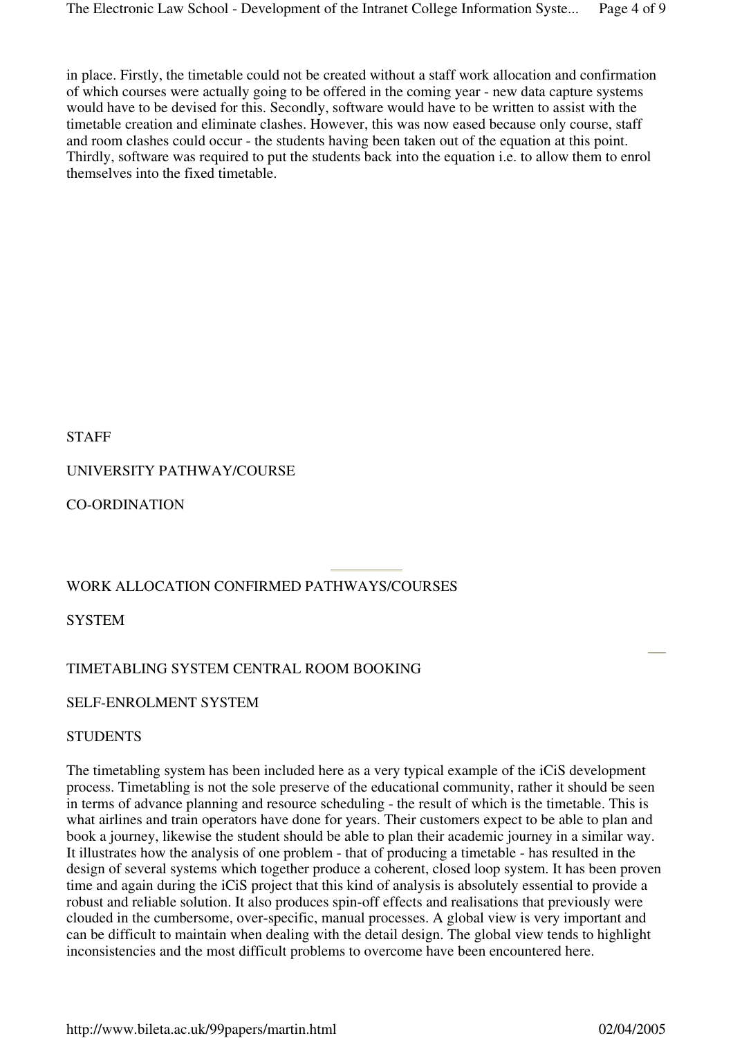in place. Firstly, the timetable could not be created without a staff work allocation and confirmation of which courses were actually going to be offered in the coming year - new data capture systems would have to be devised for this. Secondly, software would have to be written to assist with the timetable creation and eliminate clashes. However, this was now eased because only course, staff and room clashes could occur - the students having been taken out of the equation at this point. Thirdly, software was required to put the students back into the equation i.e. to allow them to enrol themselves into the fixed timetable.

STAFF

UNIVERSITY PATHWAY/COURSE

CO-ORDINATION

WORK ALLOCATION CONFIRMED PATHWAYS/COURSES

SYSTEM

TIMETABLING SYSTEM CENTRAL ROOM BOOKING

SELF-ENROLMENT SYSTEM

STUDENTS

The timetabling system has been included here as a very typical example of the iCiS development process. Timetabling is not the sole preserve of the educational community, rather it should be seen in terms of advance planning and resource scheduling - the result of which is the timetable. This is what airlines and train operators have done for years. Their customers expect to be able to plan and book a journey, likewise the student should be able to plan their academic journey in a similar way. It illustrates how the analysis of one problem - that of producing a timetable - has resulted in the design of several systems which together produce a coherent, closed loop system. It has been proven time and again during the iCiS project that this kind of analysis is absolutely essential to provide a robust and reliable solution. It also produces spin-off effects and realisations that previously were clouded in the cumbersome, over-specific, manual processes. A global view is very important and can be difficult to maintain when dealing with the detail design. The global view tends to highlight inconsistencies and the most difficult problems to overcome have been encountered here.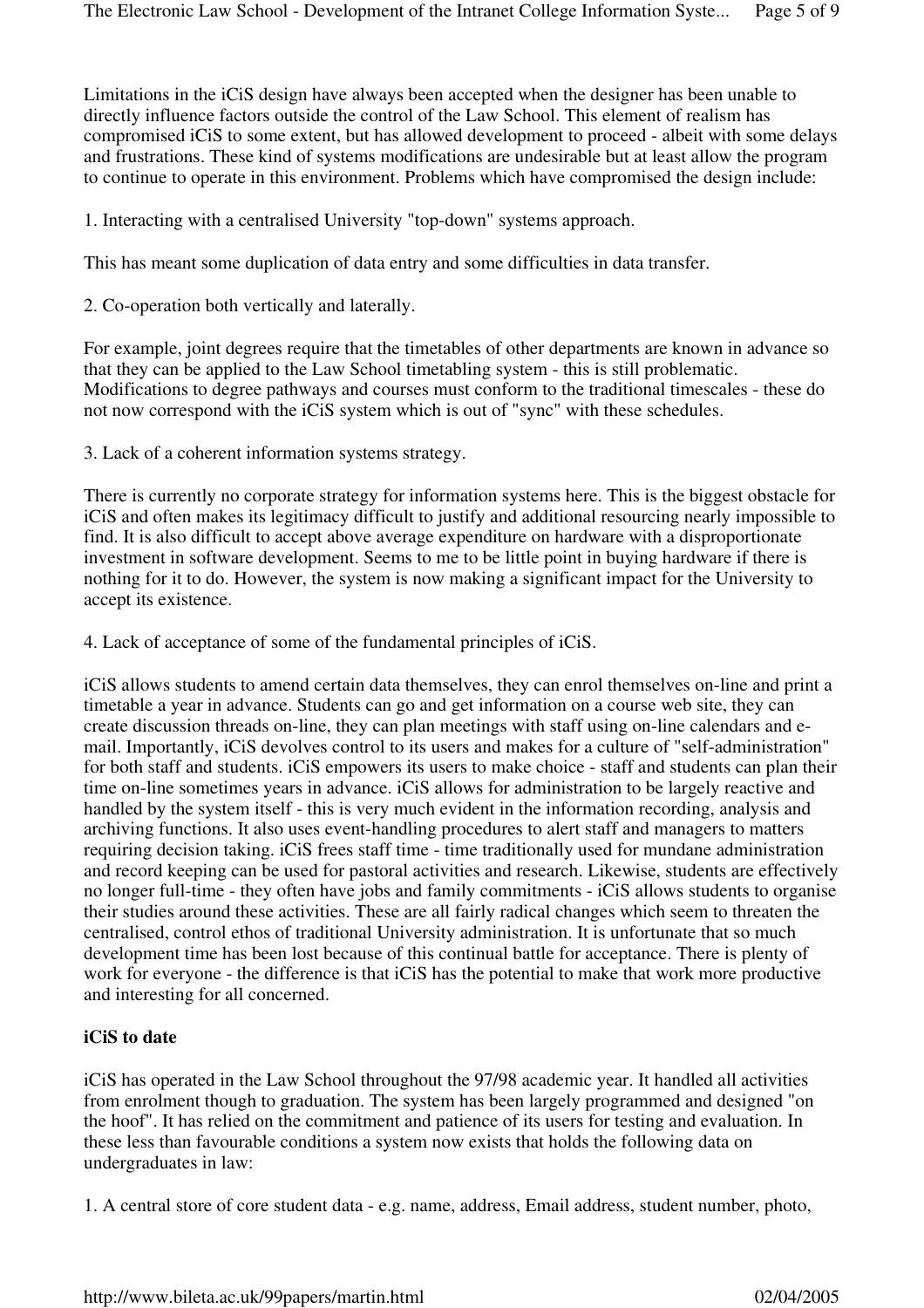Limitations in the iCiS design have always been accepted when the designer has been unable to directly influence factors outside the control of the Law School. This element of realism has compromised iCiS to some extent, but has allowed development to proceed - albeit with some delays and frustrations. These kind of systems modifications are undesirable but at least allow the program to continue to operate in this environment. Problems which have compromised the design include:

1. Interacting with a centralised University "top-down" systems approach.

This has meant some duplication of data entry and some difficulties in data transfer.

2. Co-operation both vertically and laterally.

For example, joint degrees require that the timetables of other departments are known in advance so that they can be applied to the Law School timetabling system - this is still problematic. Modifications to degree pathways and courses must conform to the traditional timescales - these do not now correspond with the iCiS system which is out of "sync" with these schedules.

3. Lack of a coherent information systems strategy.

There is currently no corporate strategy for information systems here. This is the biggest obstacle for iCiS and often makes its legitimacy difficult to justify and additional resourcing nearly impossible to find. It is also difficult to accept above average expenditure on hardware with a disproportionate investment in software development. Seems to me to be little point in buying hardware if there is nothing for it to do. However, the system is now making a significant impact for the University to accept its existence.

4. Lack of acceptance of some of the fundamental principles of iCiS.

iCiS allows students to amend certain data themselves, they can enrol themselves on-line and print a timetable a year in advance. Students can go and get information on a course web site, they can create discussion threads on-line, they can plan meetings with staff using on-line calendars and e-mail. Importantly, iCiS devolves control to its users and makes for a culture of "self-administration" for both staff and students. iCiS empowers its users to make choice - staff and students can plan their time on-line sometimes years in advance. iCiS allows for administration to be largely reactive and handled by the system itself - this is very much evident in the information recording, analysis and archiving functions. It also uses event-handling procedures to alert staff and managers to matters requiring decision taking. iCiS frees staff time - time traditionally used for mundane administration and record keeping can be used for pastoral activities and research. Likewise, students are effectively no longer full-time - they often have jobs and family commitments - iCiS allows students to organise their studies around these activities. These are all fairly radical changes which seem to threaten the centralised, control ethos of traditional University administration. It is unfortunate that so much development time has been lost because of this continual battle for acceptance. There is plenty of work for everyone - the difference is that iCiS has the potential to make that work more productive and interesting for all concerned.

**iCiS to date**

iCiS has operated in the Law School throughout the 97/98 academic year. It handled all activities from enrolment though to graduation. The system has been largely programmed and designed "on the hoof". It has relied on the commitment and patience of its users for testing and evaluation. In these less than favourable conditions a system now exists that holds the following data on undergraduates in law:

1. A central store of core student data - e.g. name, address, Email address, student number, photo,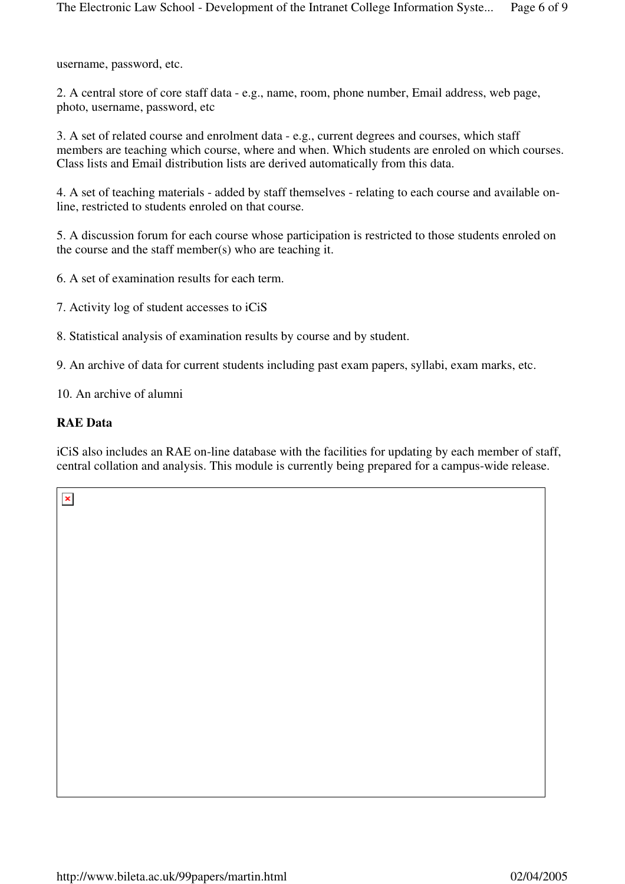username, password, etc.

2. A central store of core staff data - e.g., name, room, phone number, Email address, web page, photo, username, password, etc

3. A set of related course and enrolment data - e.g., current degrees and courses, which staff members are teaching which course, where and when. Which students are enroled on which courses. Class lists and Email distribution lists are derived automatically from this data.

4. A set of teaching materials - added by staff themselves - relating to each course and available on-line, restricted to students enroled on that course.

5. A discussion forum for each course whose participation is restricted to those students enroled on the course and the staff member(s) who are teaching it.

6. A set of examination results for each term.

7. Activity log of student accesses to iCiS

8. Statistical analysis of examination results by course and by student.

9. An archive of data for current students including past exam papers, syllabi, exam marks, etc.

10. An archive of alumni

**RAE Data**

iCiS also includes an RAE on-line database with the facilities for updating by each member of staff, central collation and analysis. This module is currently being prepared for a campus-wide release.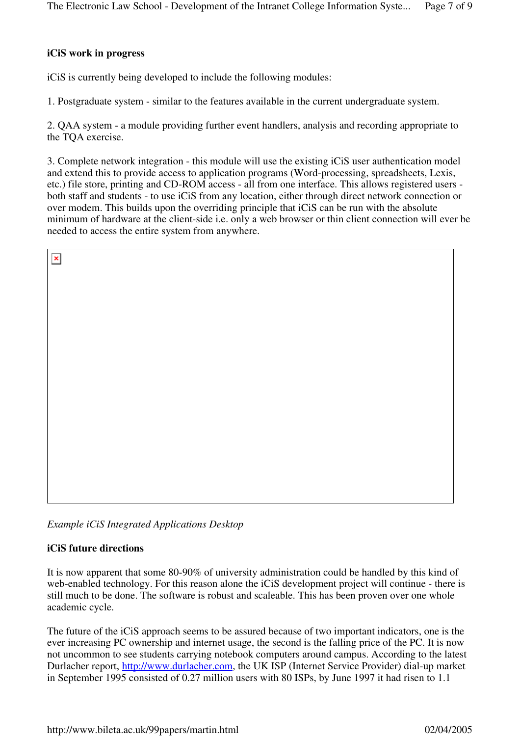**iCiS work in progress**

iCiS is currently being developed to include the following modules:

1. Postgraduate system - similar to the features available in the current undergraduate system.

2. QAA system - a module providing further event handlers, analysis and recording appropriate to the TQA exercise.

3. Complete network integration - this module will use the existing iCiS user authentication model and extend this to provide access to application programs (Word-processing, spreadsheets, Lexis, etc.) file store, printing and CD-ROM access - all from one interface. This allows registered users - both staff and students - to use iCiS from any location, either through direct network connection or over modem. This builds upon the overriding principle that iCiS can be run with the absolute minimum of hardware at the client-side i.e. only a web browser or thin client connection will ever be needed to access the entire system from anywhere.

*Example iCiS Integrated Applications Desktop*

**iCiS future directions**

It is now apparent that some 80-90% of university administration could be handled by this kind of web-enabled technology. For this reason alone the iCiS development project will continue - there is still much to be done. The software is robust and scaleable. This has been proven over one whole academic cycle.

The future of the iCiS approach seems to be assured because of two important indicators, one is the ever increasing PC ownership and internet usage, the second is the falling price of the PC. It is now not uncommon to see students carrying notebook computers around campus. According to the latest Durlacher report, [http://www.durlacher.com](http://www.durlacher.com), the UK ISP (Internet Service Provider) dial-up market in September 1995 consisted of 0.27 million users with 80 ISPs, by June 1997 it had risen to 1.1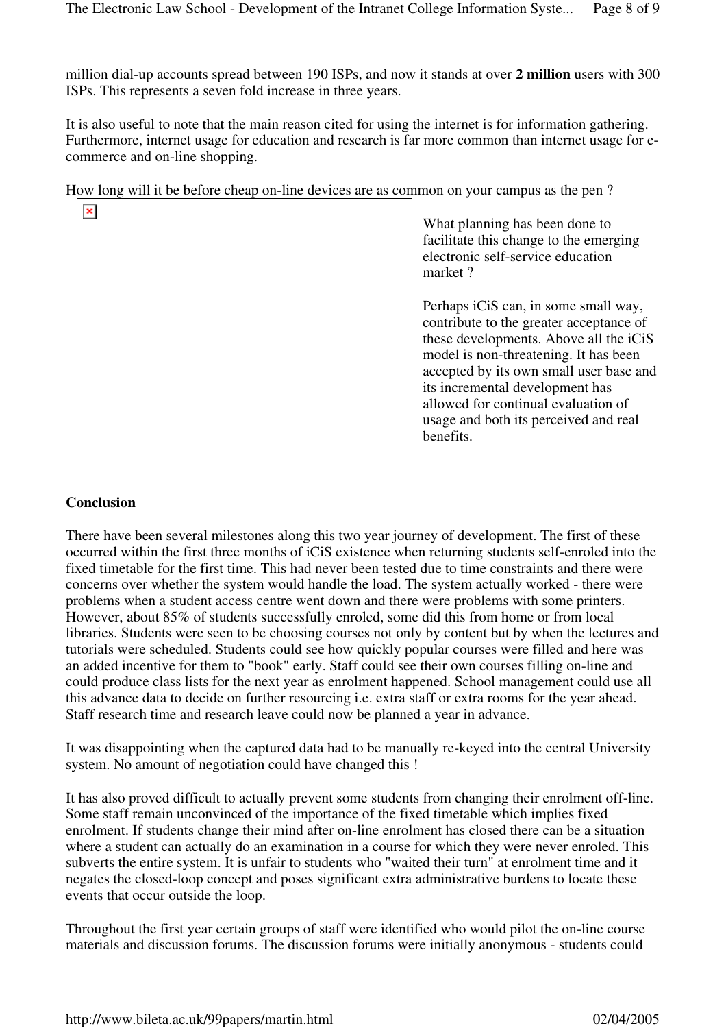million dial-up accounts spread between 190 ISPs, and now it stands at over **2 million** users with 300 ISPs. This represents a seven fold increase in three years.

It is also useful to note that the main reason cited for using the internet is for information gathering. Furthermore, internet usage for education and research is far more common than internet usage for e-commerce and on-line shopping.

How long will it be before cheap on-line devices are as common on your campus as the pen ?

What planning has been done to facilitate this change to the emerging electronic self-service education market ?

Perhaps iCiS can, in some small way, contribute to the greater acceptance of these developments. Above all the iCiS model is non-threatening. It has been accepted by its own small user base and its incremental development has allowed for continual evaluation of usage and both its perceived and real benefits.

**Conclusion**

There have been several milestones along this two year journey of development. The first of these occurred within the first three months of iCiS existence when returning students self-enroled into the fixed timetable for the first time. This had never been tested due to time constraints and there were concerns over whether the system would handle the load. The system actually worked - there were problems when a student access centre went down and there were problems with some printers. However, about 85% of students successfully enroled, some did this from home or from local libraries. Students were seen to be choosing courses not only by content but by when the lectures and tutorials were scheduled. Students could see how quickly popular courses were filled and here was an added incentive for them to "book" early. Staff could see their own courses filling on-line and could produce class lists for the next year as enrolment happened. School management could use all this advance data to decide on further resourcing i.e. extra staff or extra rooms for the year ahead. Staff research time and research leave could now be planned a year in advance.

It was disappointing when the captured data had to be manually re-keyed into the central University system. No amount of negotiation could have changed this !

It has also proved difficult to actually prevent some students from changing their enrolment off-line. Some staff remain unconvinced of the importance of the fixed timetable which implies fixed enrolment. If students change their mind after on-line enrolment has closed there can be a situation where a student can actually do an examination in a course for which they were never enroled. This subverts the entire system. It is unfair to students who "waited their turn" at enrolment time and it negates the closed-loop concept and poses significant extra administrative burdens to locate these events that occur outside the loop.

Throughout the first year certain groups of staff were identified who would pilot the on-line course materials and discussion forums. The discussion forums were initially anonymous - students could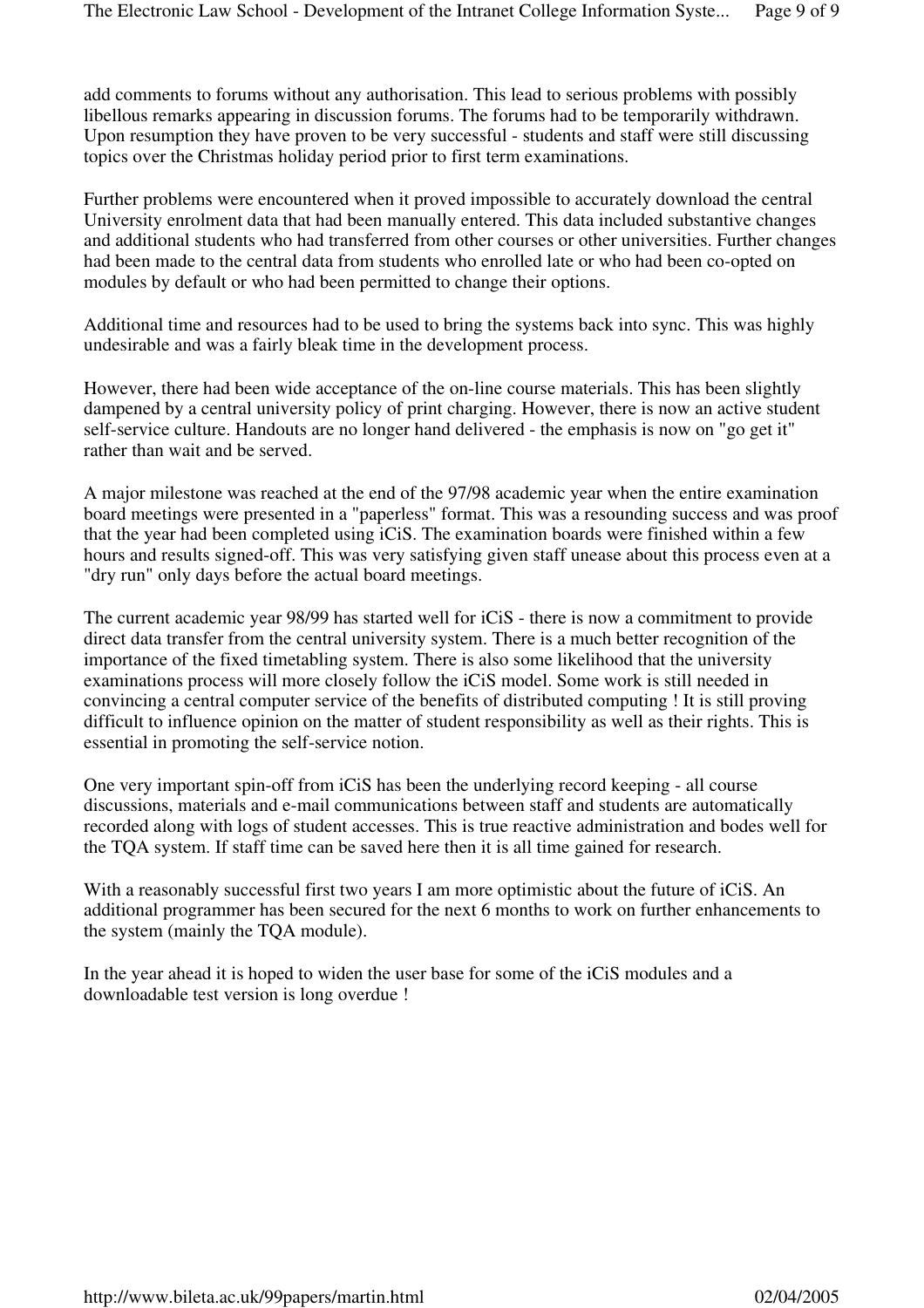add comments to forums without any authorisation. This lead to serious problems with possibly libellous remarks appearing in discussion forums. The forums had to be temporarily withdrawn. Upon resumption they have proven to be very successful - students and staff were still discussing topics over the Christmas holiday period prior to first term examinations.

Further problems were encountered when it proved impossible to accurately download the central University enrolment data that had been manually entered. This data included substantive changes and additional students who had transferred from other courses or other universities. Further changes had been made to the central data from students who enrolled late or who had been co-opted on modules by default or who had been permitted to change their options.

Additional time and resources had to be used to bring the systems back into sync. This was highly undesirable and was a fairly bleak time in the development process.

However, there had been wide acceptance of the on-line course materials. This has been slightly dampened by a central university policy of print charging. However, there is now an active student self-service culture. Handouts are no longer hand delivered - the emphasis is now on "go get it" rather than wait and be served.

A major milestone was reached at the end of the 97/98 academic year when the entire examination board meetings were presented in a "paperless" format. This was a resounding success and was proof that the year had been completed using iCiS. The examination boards were finished within a few hours and results signed-off. This was very satisfying given staff unease about this process even at a "dry run" only days before the actual board meetings.

The current academic year 98/99 has started well for iCiS - there is now a commitment to provide direct data transfer from the central university system. There is a much better recognition of the importance of the fixed timetabling system. There is also some likelihood that the university examinations process will more closely follow the iCiS model. Some work is still needed in convincing a central computer service of the benefits of distributed computing ! It is still proving difficult to influence opinion on the matter of student responsibility as well as their rights. This is essential in promoting the self-service notion.

One very important spin-off from iCiS has been the underlying record keeping - all course discussions, materials and e-mail communications between staff and students are automatically recorded along with logs of student accesses. This is true reactive administration and bodes well for the TQA system. If staff time can be saved here then it is all time gained for research.

With a reasonably successful first two years I am more optimistic about the future of iCiS. An additional programmer has been secured for the next 6 months to work on further enhancements to the system (mainly the TQA module).

In the year ahead it is hoped to widen the user base for some of the iCiS modules and a downloadable test version is long overdue !